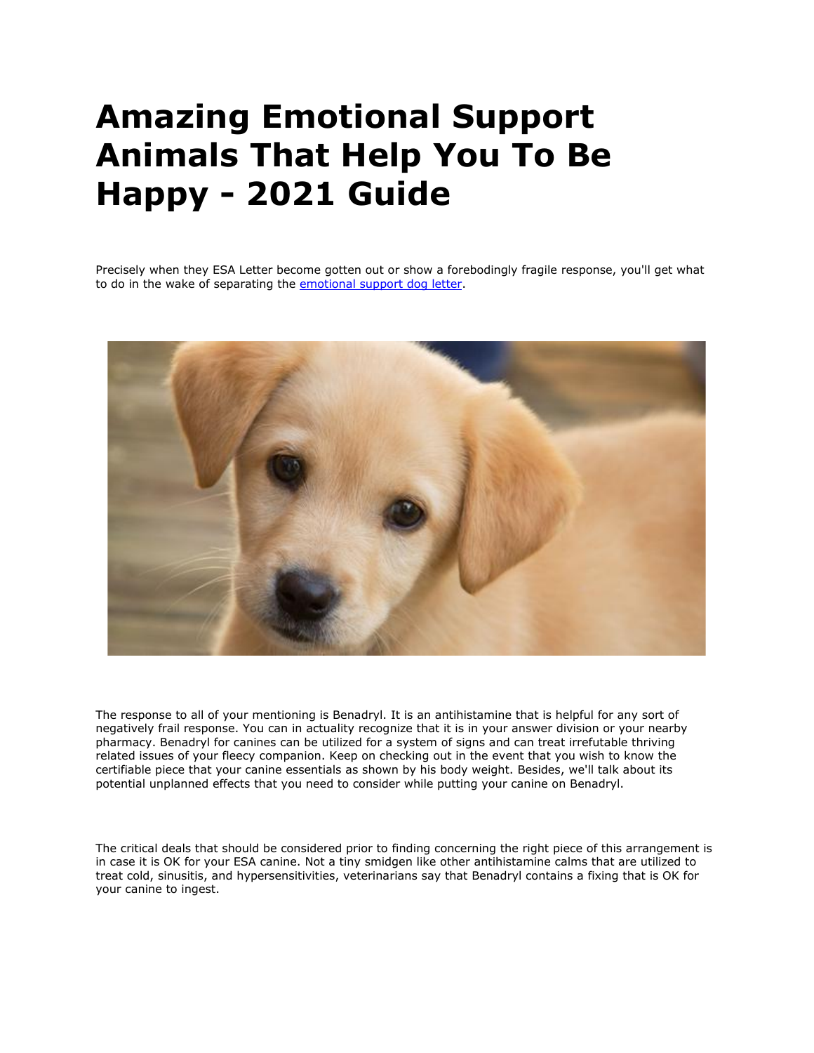# Amazing Emotional Support Animals That Help You To Be Happy - 2021 Guide

Precisely when they ESA Letter become gotten out or show a forebodingly fragile response, you'll get what to do in the wake of separating the [emotional support dog letter](emotional support dog letter).

The response to all of your mentioning is Benadryl. It is an antihistamine that is helpful for any sort of negatively frail response. You can in actuality recognize that it is in your answer division or your nearby pharmacy. Benadryl for canines can be utilized for a system of signs and can treat irrefutable thriving related issues of your fleecy companion. Keep on checking out in the event that you wish to know the certifiable piece that your canine essentials as shown by his body weight. Besides, we'll talk about its potential unplanned effects that you need to consider while putting your canine on Benadryl.

The critical deals that should be considered prior to finding concerning the right piece of this arrangement is in case it is OK for your ESA canine. Not a tiny smidgen like other antihistamine calms that are utilized to treat cold, sinusitis, and hypersensitivities, veterinarians say that Benadryl contains a fixing that is OK for your canine to ingest.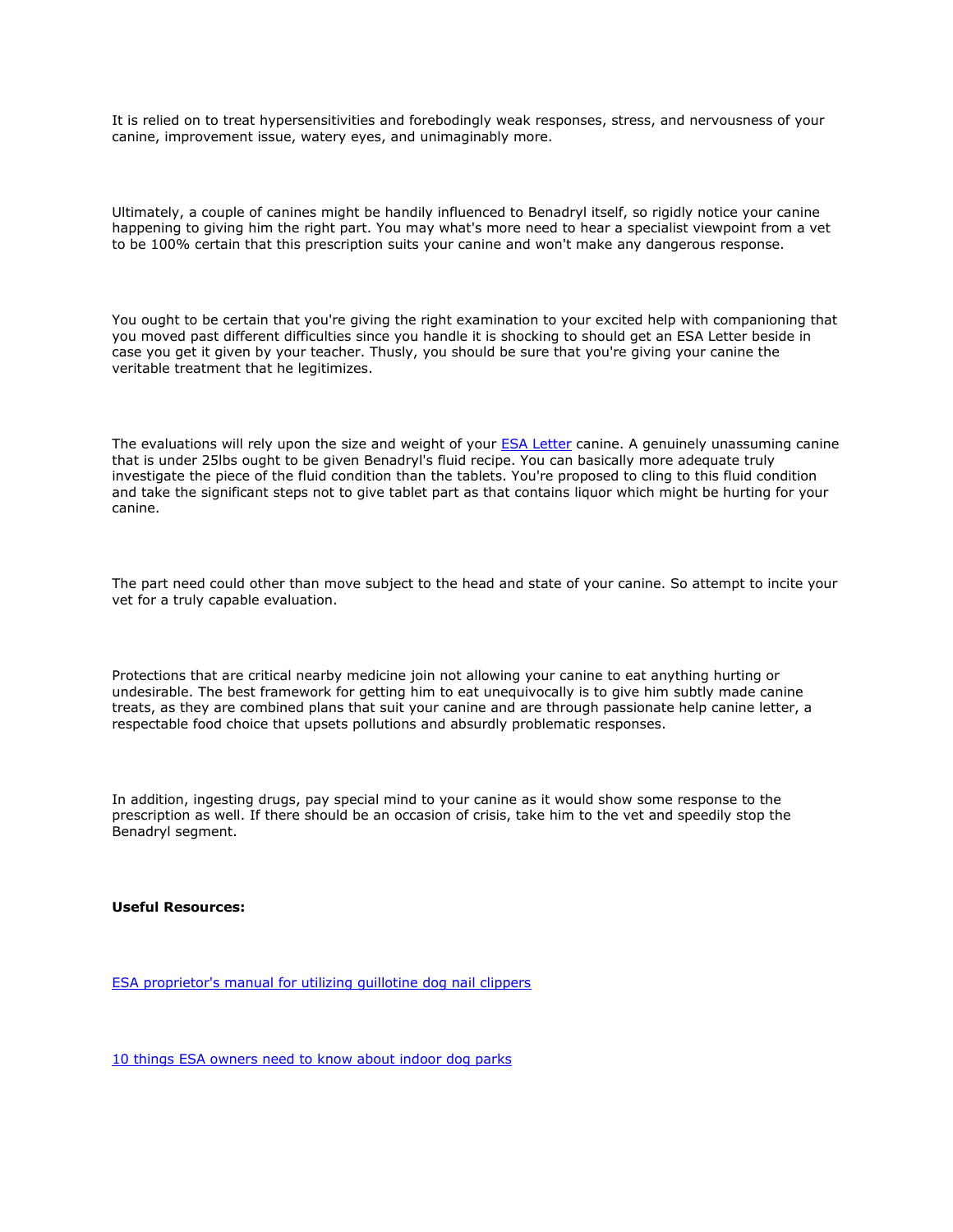It is relied on to treat hypersensitivities and forebodingly weak responses, stress, and nervousness of your canine, improvement issue, watery eyes, and unimaginably more.

Ultimately, a couple of canines might be handily influenced to Benadryl itself, so rigidly notice your canine happening to giving him the right part. You may what's more need to hear a specialist viewpoint from a vet to be 100% certain that this prescription suits your canine and won't make any dangerous response.

You ought to be certain that you're giving the right examination to your excited help with companioning that you moved past different difficulties since you handle it is shocking to should get an ESA Letter beside in case you get it given by your teacher. Thusly, you should be sure that you're giving your canine the veritable treatment that he legitimizes.

The evaluations will rely upon the size and weight of your [ESA Letter](ESA Letter) canine. A genuinely unassuming canine that is under 25lbs ought to be given Benadryl's fluid recipe. You can basically more adequate truly investigate the piece of the fluid condition than the tablets. You're proposed to cling to this fluid condition and take the significant steps not to give tablet part as that contains liquor which might be hurting for your canine.

The part need could other than move subject to the head and state of your canine. So attempt to incite your vet for a truly capable evaluation.

Protections that are critical nearby medicine join not allowing your canine to eat anything hurting or undesirable. The best framework for getting him to eat unequivocally is to give him subtly made canine treats, as they are combined plans that suit your canine and are through passionate help canine letter, a respectable food choice that upsets pollutions and absurdly problematic responses.

In addition, ingesting drugs, pay special mind to your canine as it would show some response to the prescription as well. If there should be an occasion of crisis, take him to the vet and speedily stop the Benadryl segment.

**Useful Resources:**

[ESA proprietor's manual for utilizing guillotine dog nail clippers](ESA proprietor's manual for utilizing guillotine dog nail clippers)

[10 things ESA owners need to know about indoor dog parks](10 things ESA owners need to know about indoor dog parks)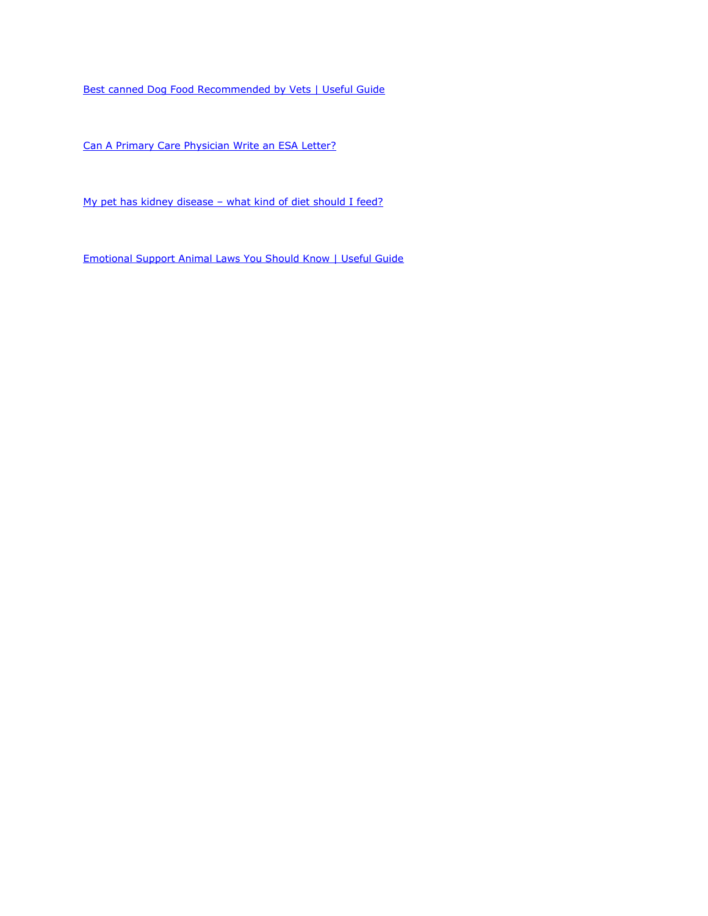Best canned Dog Food Recommended by Vets | Useful Guide

Can A Primary Care Physician Write an ESA Letter?

My pet has kidney disease – what kind of diet should I feed?

Emotional Support Animal Laws You Should Know | Useful Guide